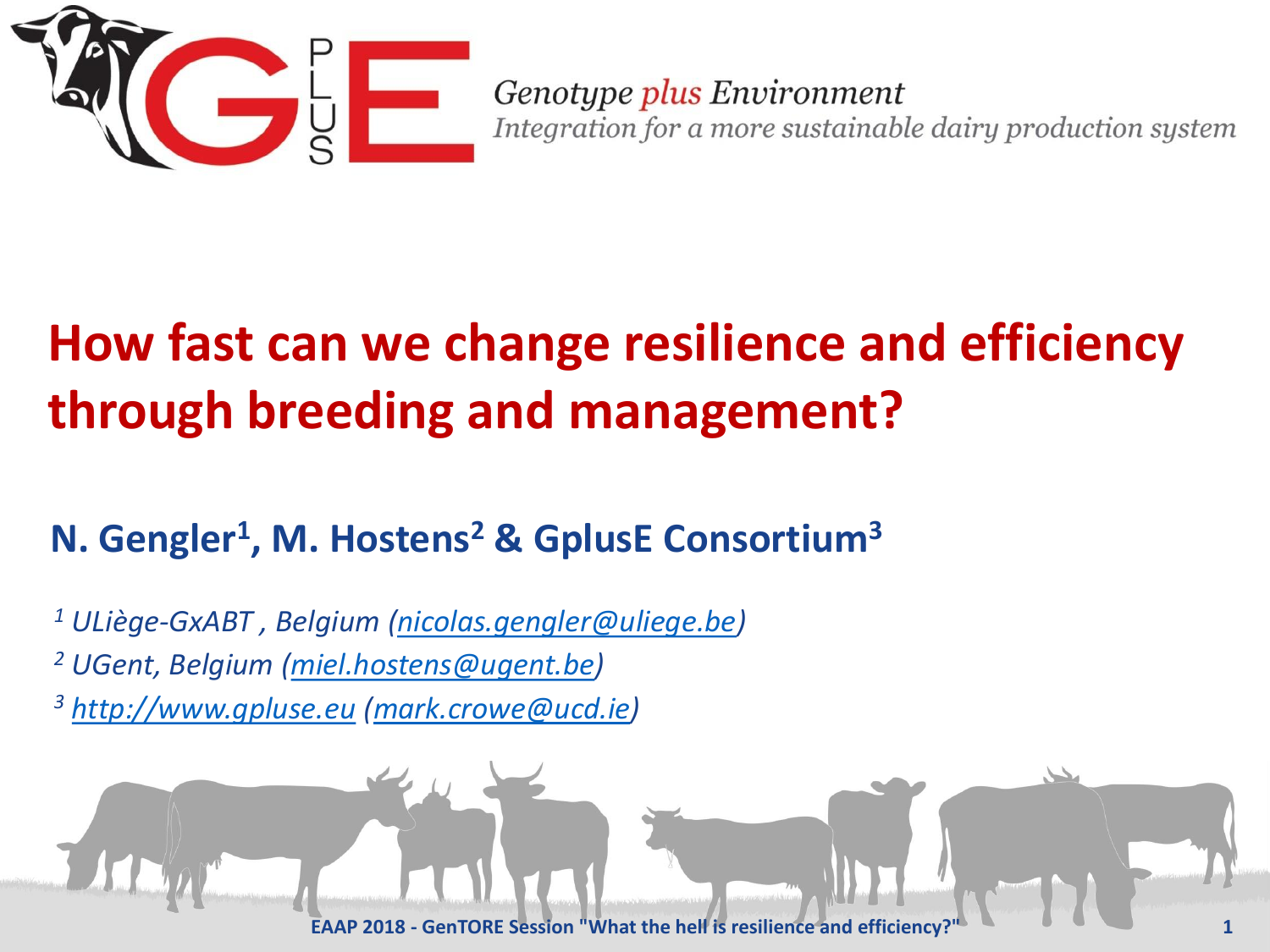Genotype plus Environment
*Integration for a more sustainable dairy production system*

# How fast can we change resilience and efficiency through breeding and management?

## N. Gengler[1], M. Hostens[2] & GplusE Consortium[3]

[1] *ULiège-GxABT , Belgium (nicolas.gengler@uliege.be)*

[2] *UGent, Belgium (miel.hostens@ugent.be)*

[3] *http://www.gpluse.eu (mark.crowe@ucd.ie)*

**EAAP 2018 - GenTORE Session "What the hell is resilience and efficiency?"**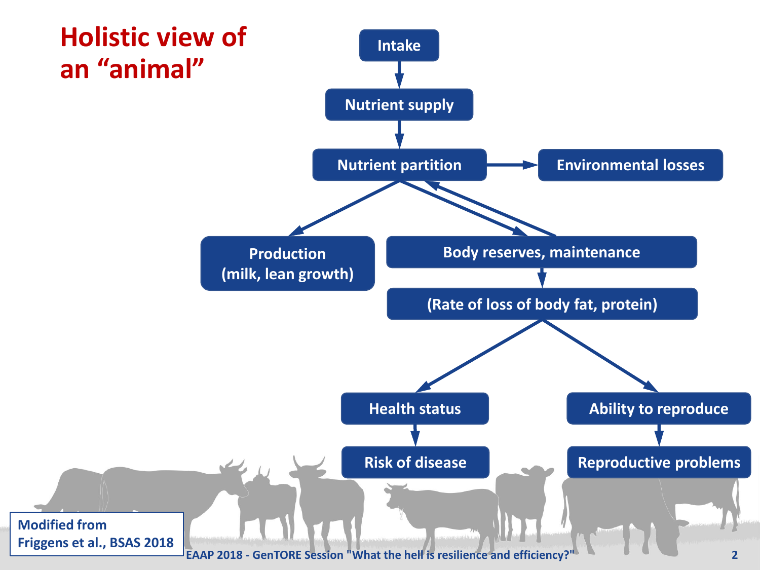# Holistic view of an "animal"

- Intake
- Nutrient supply
- Nutrient partition
- Environmental losses
- Production (milk, lean growth)
- Body reserves, maintenance
- (Rate of loss of body fat, protein)
- Health status
- Ability to reproduce
- Risk of disease
- Reproductive problems

Modified from Friggens et al., BSAS 2018

EAAP 2018 - GenTORE Session "What the hell is resilience and efficiency?"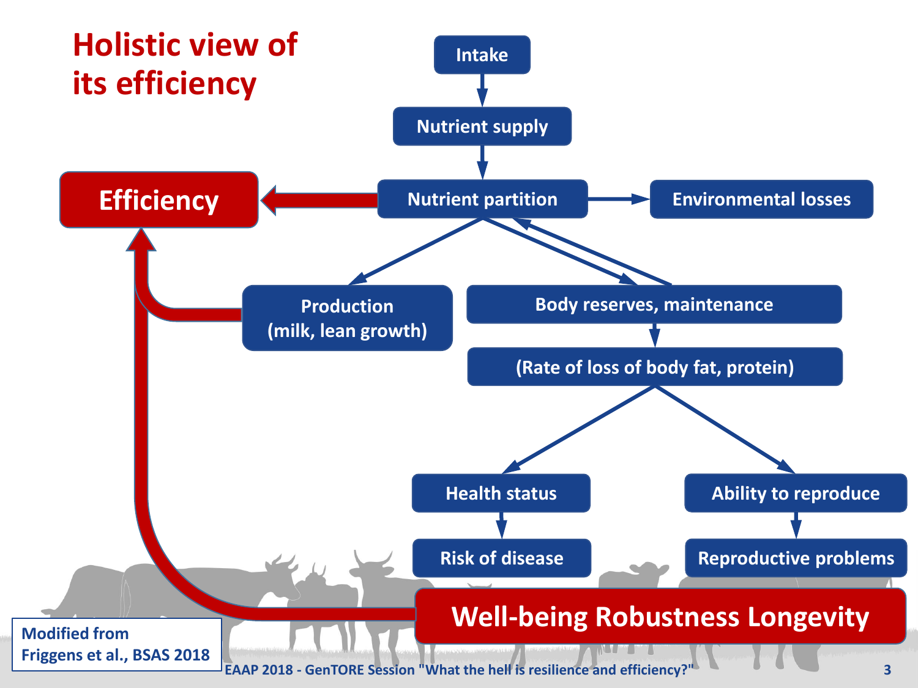# Holistic view of its efficiency

- Intake
- Nutrient supply
- Nutrient partition
- Efficiency
- Environmental losses
- Production (milk, lean growth)
- Body reserves, maintenance
- (Rate of loss of body fat, protein)
- Health status
- Ability to reproduce
- Risk of disease
- Reproductive problems
- Well-being Robustness Longevity

Modified from Friggens et al., BSAS 2018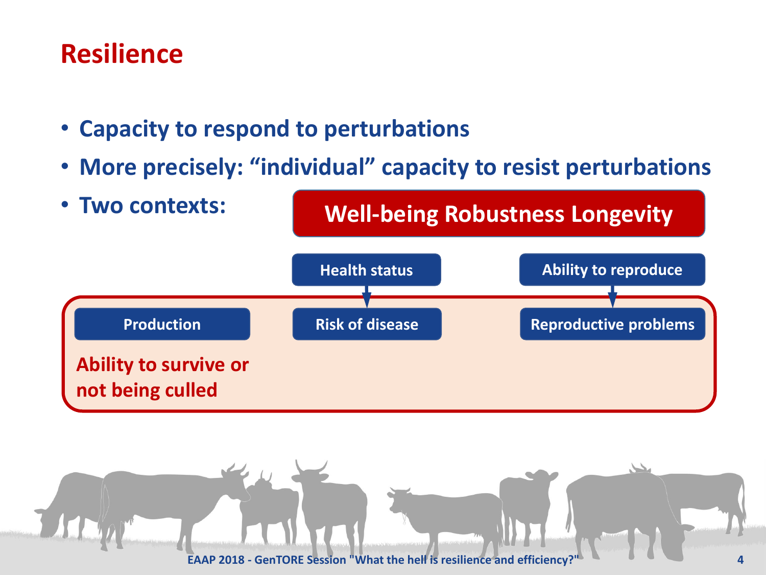# Resilience

- **Capacity to respond to perturbations**
- **More precisely: "individual" capacity to resist perturbations**
- **Two contexts:**

**Well-being Robustness Longevity**

**Health status** → **Risk of disease**

**Ability to reproduce** → **Reproductive problems**

**Production**

**Ability to survive or not being culled**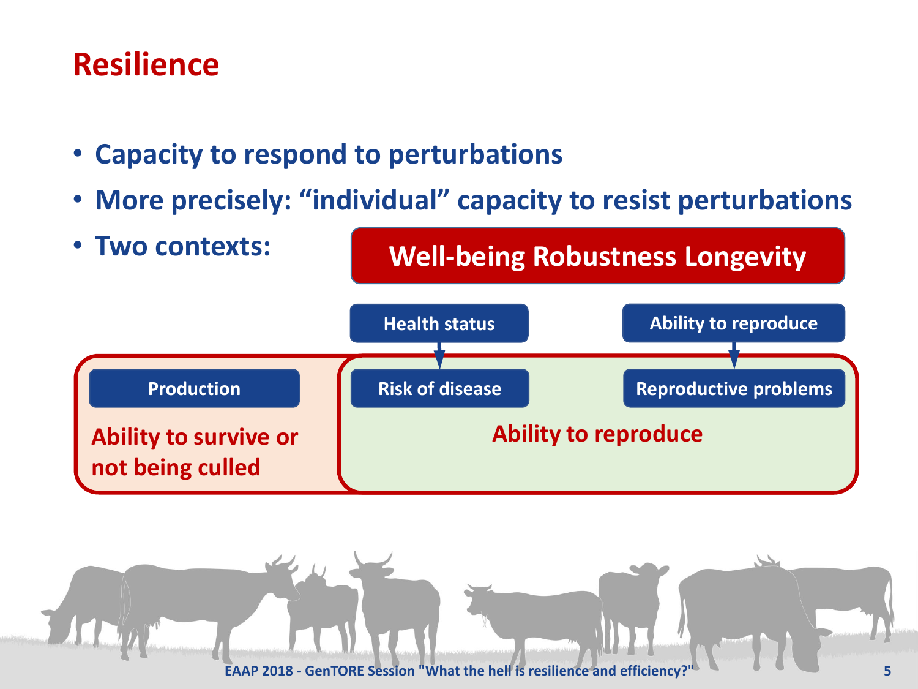## Resilience

- Capacity to respond to perturbations
- More precisely: "individual" capacity to resist perturbations
- Two contexts:

**Well-being Robustness Longevity**

Health status → Risk of disease

Ability to reproduce → Reproductive problems

Production

Ability to survive or not being culled

Ability to reproduce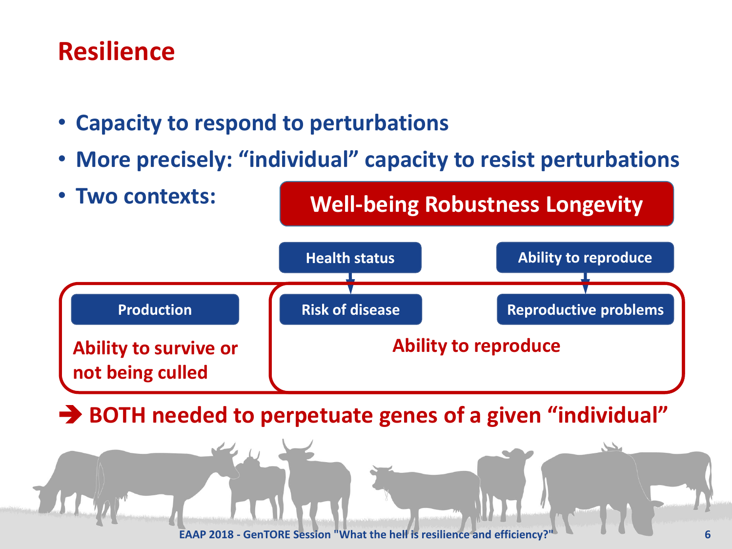# Resilience

- **Capacity to respond to perturbations**
- **More precisely: "individual" capacity to resist perturbations**
- **Two contexts:**

**Well-being Robustness Longevity**

**Health status** → **Risk of disease**

**Ability to reproduce** → **Reproductive problems**

**Production**

**Ability to survive or not being culled**

**Ability to reproduce**

➔ **BOTH needed to perpetuate genes of a given "individual"**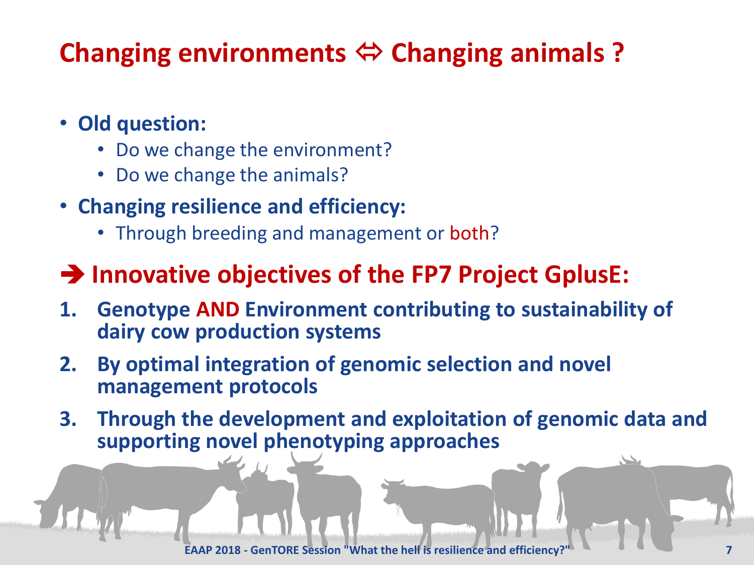# Changing environments ⇔ Changing animals ?

- **Old question:**
  - Do we change the environment?
  - Do we change the animals?
- **Changing resilience and efficiency:**
  - Through breeding and management or both?

## ➔ Innovative objectives of the FP7 Project GplusE:

1. **Genotype AND Environment contributing to sustainability of dairy cow production systems**
2. **By optimal integration of genomic selection and novel management protocols**
3. **Through the development and exploitation of genomic data and supporting novel phenotyping approaches**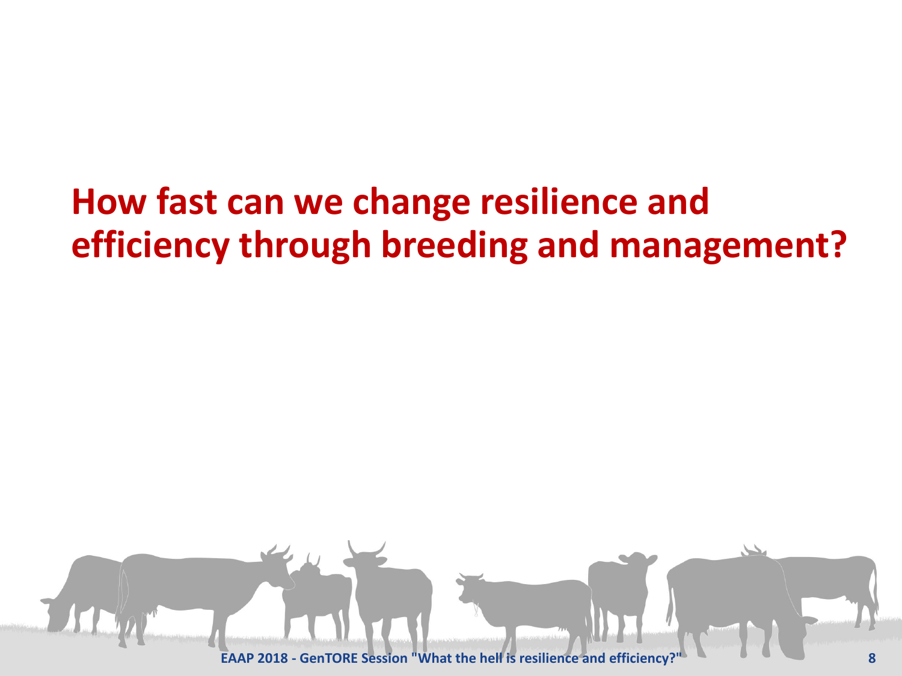# How fast can we change resilience and efficiency through breeding and management?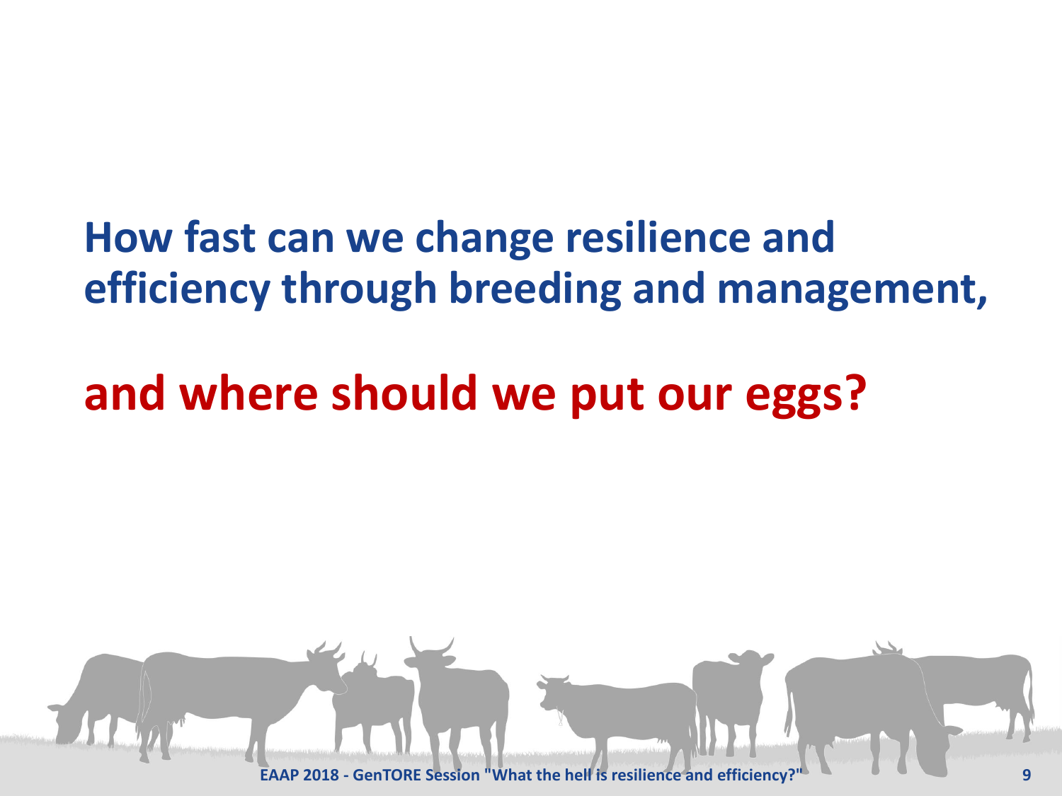**How fast can we change resilience and efficiency through breeding and management,**

**and where should we put our eggs?**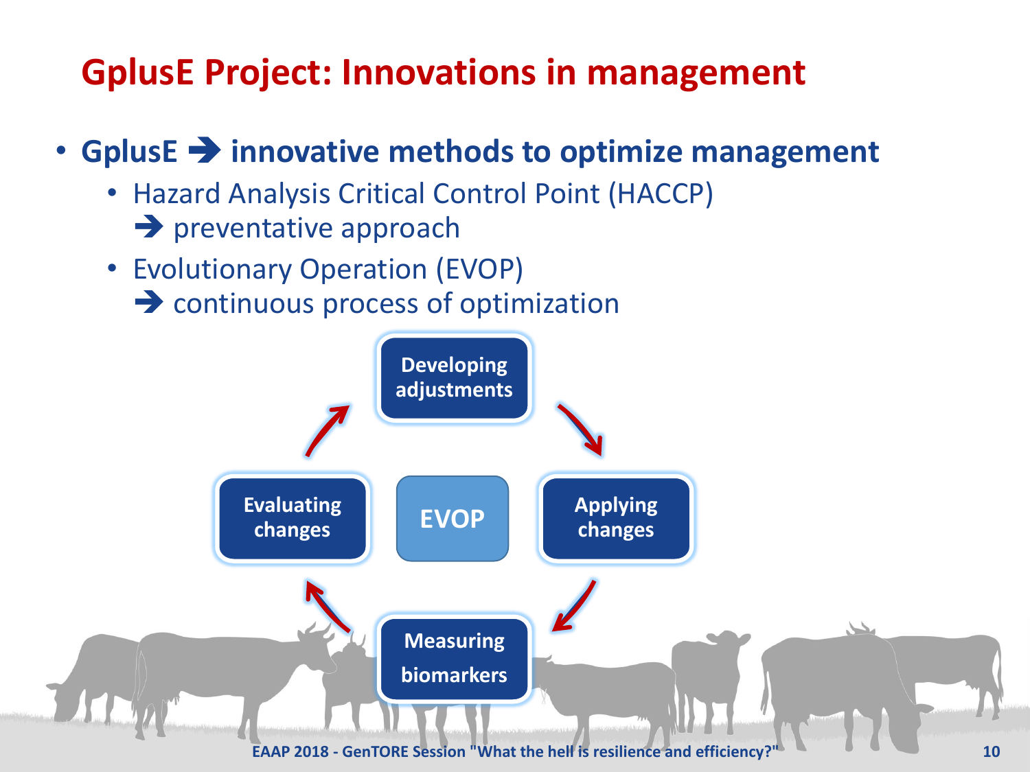# GplusE Project: Innovations in management

- **GplusE ➔ innovative methods to optimize management**
  - Hazard Analysis Critical Control Point (HACCP) ➔ preventative approach
  - Evolutionary Operation (EVOP) ➔ continuous process of optimization

EVOP

Developing adjustments → Applying changes → Measuring biomarkers → Evaluating changes → Developing adjustments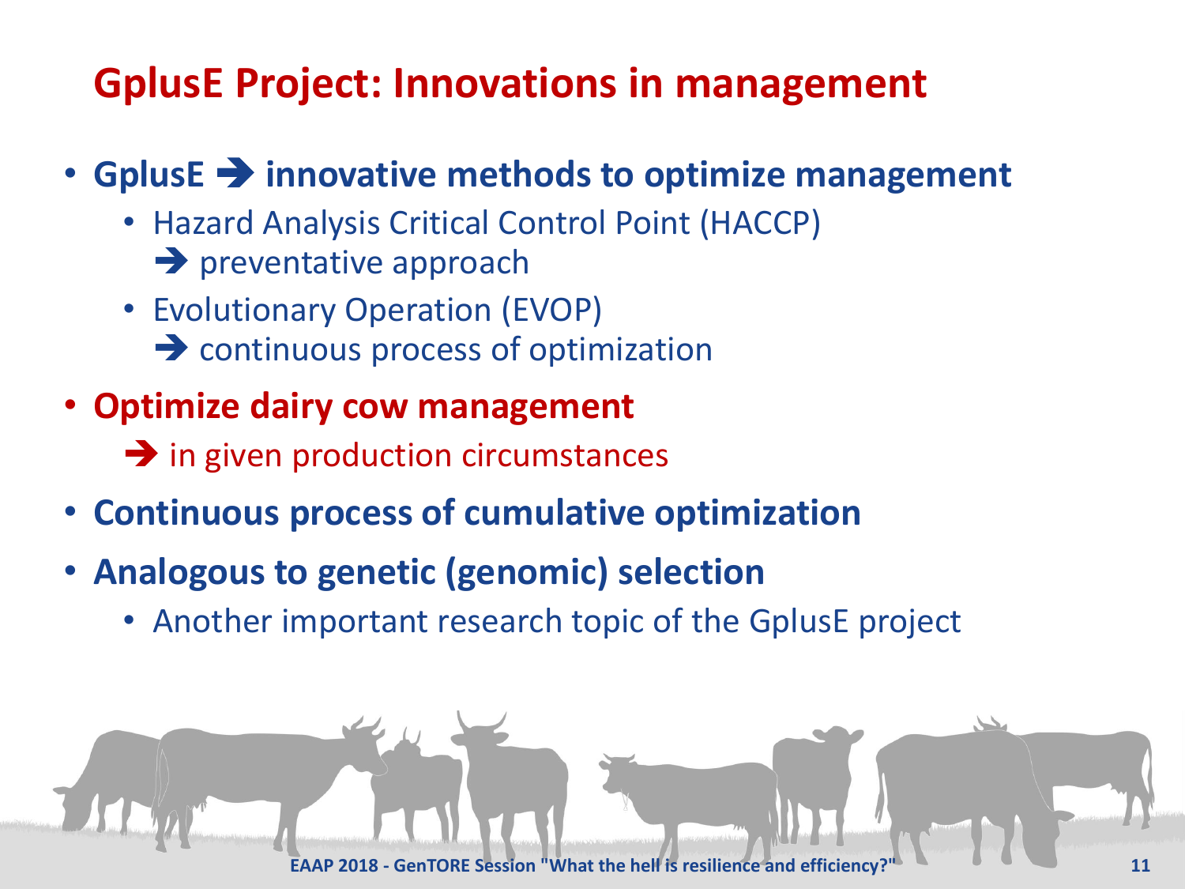# GplusE Project: Innovations in management

- **GplusE ➔ innovative methods to optimize management**
  - Hazard Analysis Critical Control Point (HACCP) ➔ preventative approach
  - Evolutionary Operation (EVOP) ➔ continuous process of optimization
- **Optimize dairy cow management**
  ➔ in given production circumstances
- **Continuous process of cumulative optimization**
- **Analogous to genetic (genomic) selection**
  - Another important research topic of the GplusE project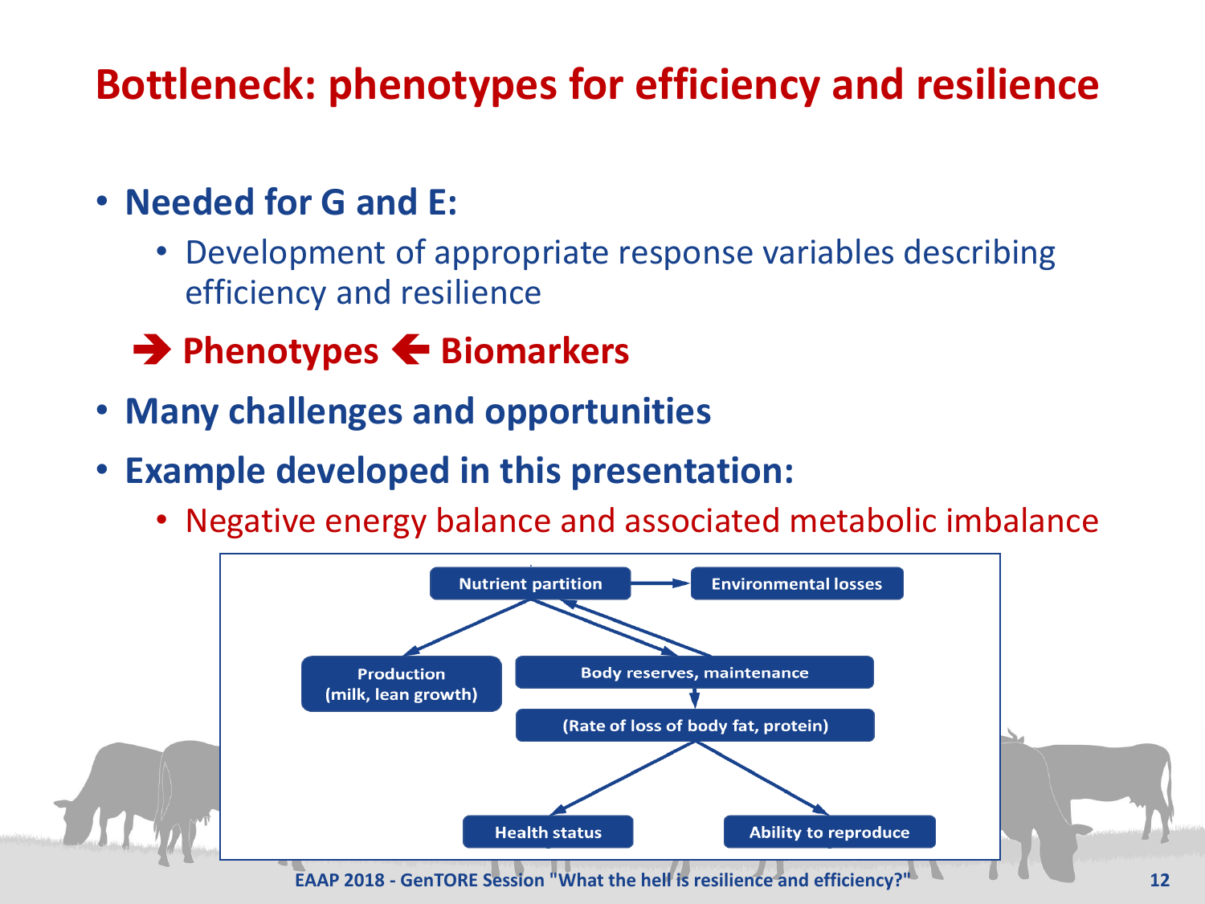# Bottleneck: phenotypes for efficiency and resilience

- **Needed for G and E:**
  - Development of appropriate response variables describing efficiency and resilience

  ➔ **Phenotypes** 🡐 **Biomarkers**

- **Many challenges and opportunities**
- **Example developed in this presentation:**
  - Negative energy balance and associated metabolic imbalance

Nutrient partition → Environmental losses

Nutrient partition → Production (milk, lean growth)

Nutrient partition ⇄ Body reserves, maintenance

Body reserves, maintenance → (Rate of loss of body fat, protein)

(Rate of loss of body fat, protein) → Health status

(Rate of loss of body fat, protein) → Ability to reproduce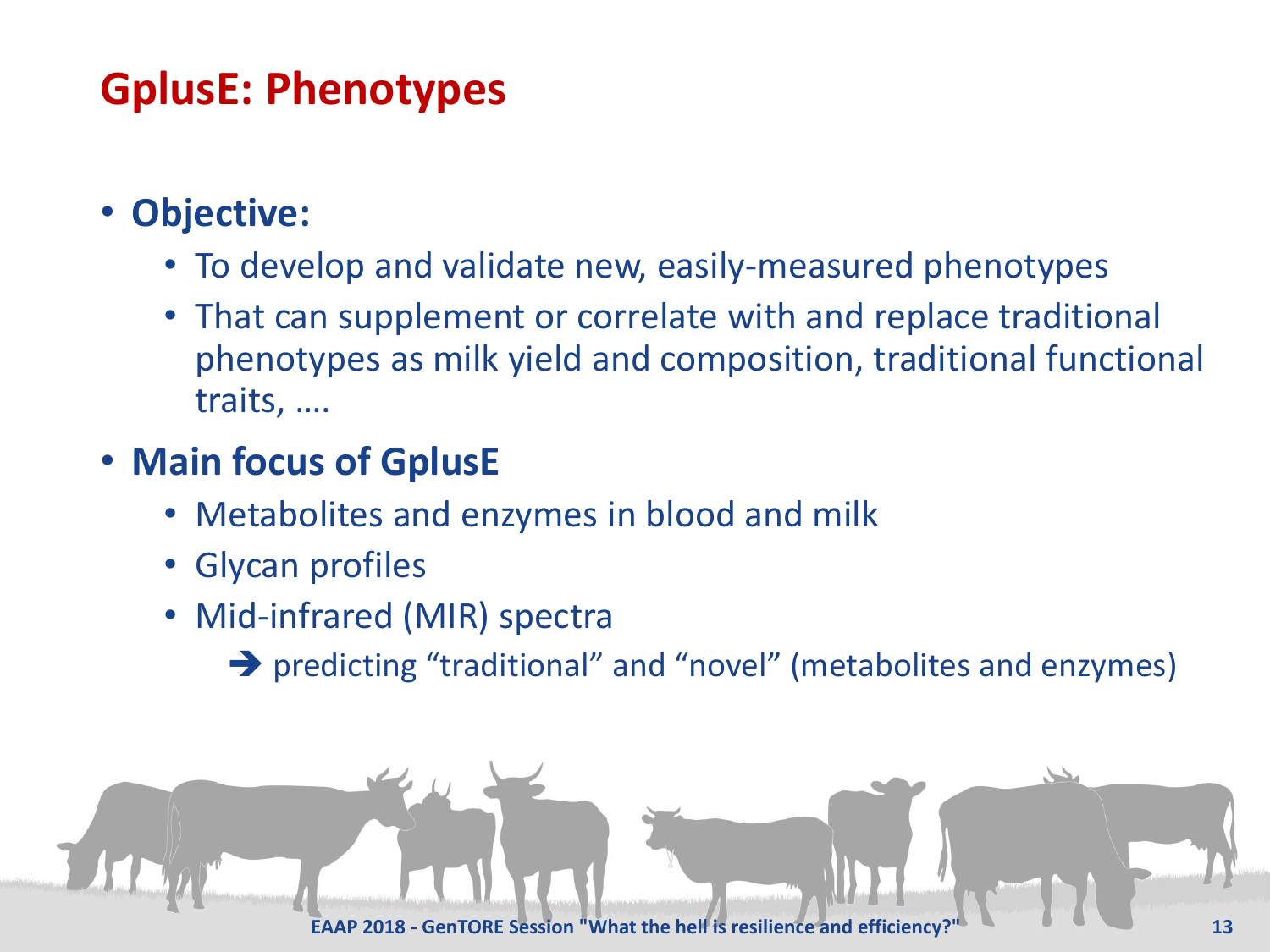# GplusE: Phenotypes

- **Objective:**
  - To develop and validate new, easily-measured phenotypes
  - That can supplement or correlate with and replace traditional phenotypes as milk yield and composition, traditional functional traits, ….
- **Main focus of GplusE**
  - Metabolites and enzymes in blood and milk
  - Glycan profiles
  - Mid-infrared (MIR) spectra
    
    ➔ predicting "traditional" and "novel" (metabolites and enzymes)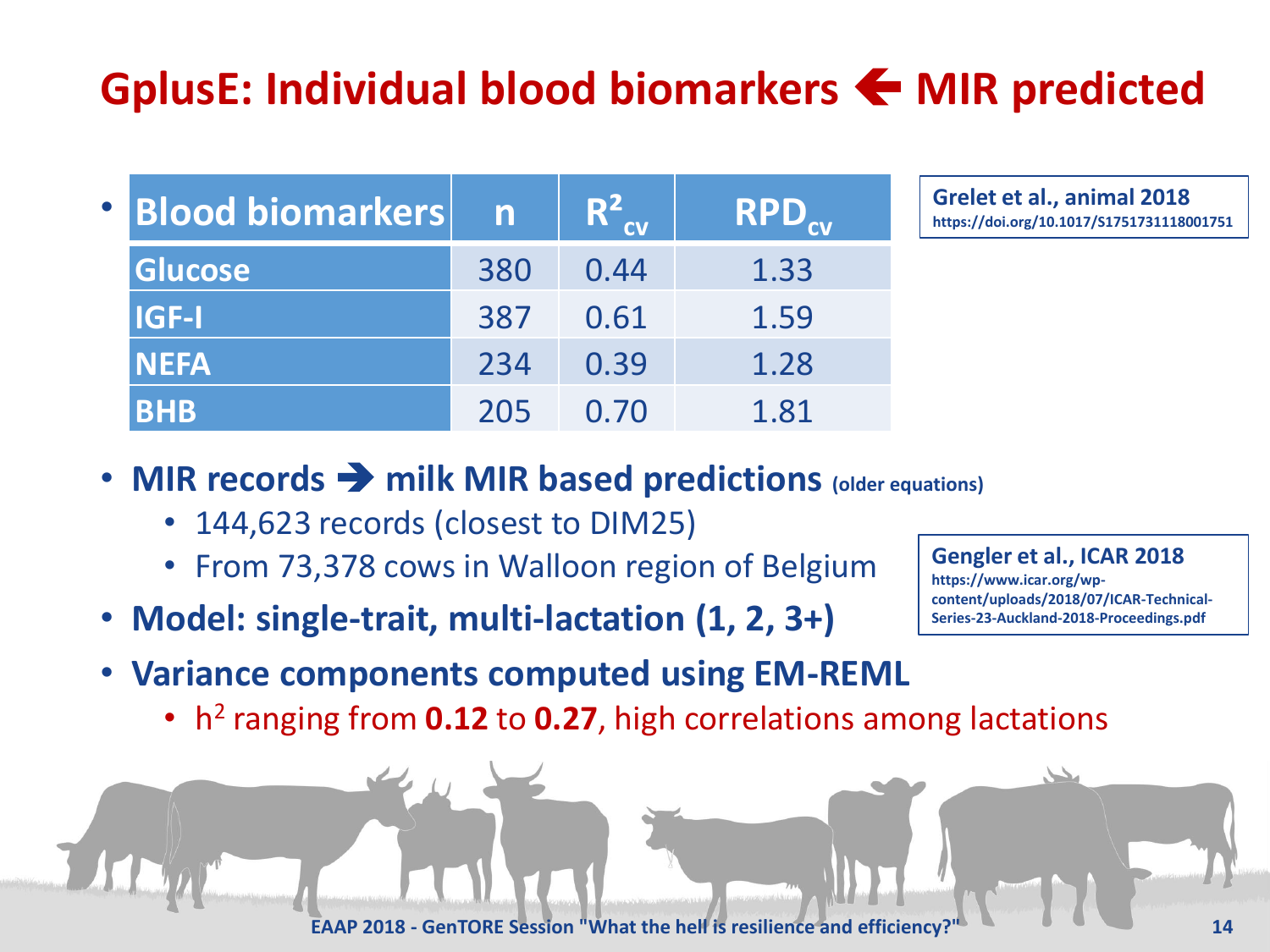# GplusE: Individual blood biomarkers 🡐 MIR predicted

| Blood biomarkers | n | $R^2_{cv}$ | $RPD_{cv}$ |
| --- | --- | --- | --- |
| Glucose | 380 | 0.44 | 1.33 |
| IGF-I | 387 | 0.61 | 1.59 |
| NEFA | 234 | 0.39 | 1.28 |
| BHB | 205 | 0.70 | 1.81 |

**Grelet et al., animal 2018**
https://doi.org/10.1017/S1751731118001751

- **MIR records ➔ milk MIR based predictions** (older equations)
  - 144,623 records (closest to DIM25)
  - From 73,378 cows in Walloon region of Belgium
- **Model: single-trait, multi-lactation (1, 2, 3+)**
- **Variance components computed using EM-REML**
  - $h^2$ ranging from **0.12** to **0.27**, high correlations among lactations

**Gengler et al., ICAR 2018**
https://www.icar.org/wp-content/uploads/2018/07/ICAR-Technical-Series-23-Auckland-2018-Proceedings.pdf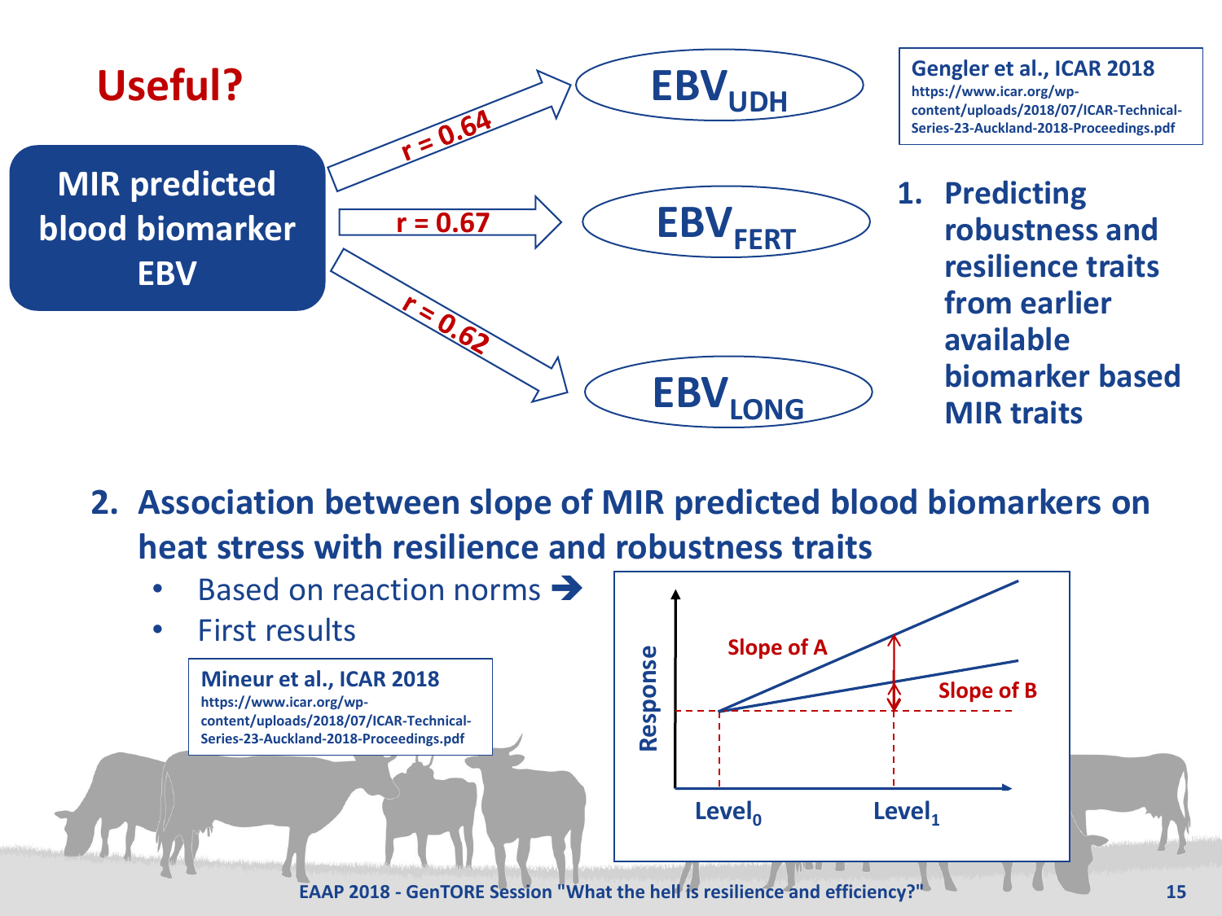# Useful?

**MIR predicted blood biomarker EBV**

- $r = 0.64$ → $EBV_{UDH}$
- $r = 0.67$ → $EBV_{FERT}$
- $r = 0.62$ → $EBV_{LONG}$

**Gengler et al., ICAR 2018**
https://www.icar.org/wp-content/uploads/2018/07/ICAR-Technical-Series-23-Auckland-2018-Proceedings.pdf

1. **Predicting robustness and resilience traits from earlier available biomarker based MIR traits**

2. **Association between slope of MIR predicted blood biomarkers on heat stress with resilience and robustness traits**
   - Based on reaction norms ➔
   - First results

**Mineur et al., ICAR 2018**
https://www.icar.org/wp-content/uploads/2018/07/ICAR-Technical-Series-23-Auckland-2018-Proceedings.pdf

Response — Slope of A — Slope of B — $Level_0$ — $Level_1$

EAAP 2018 - GenTORE Session "What the hell is resilience and efficiency?"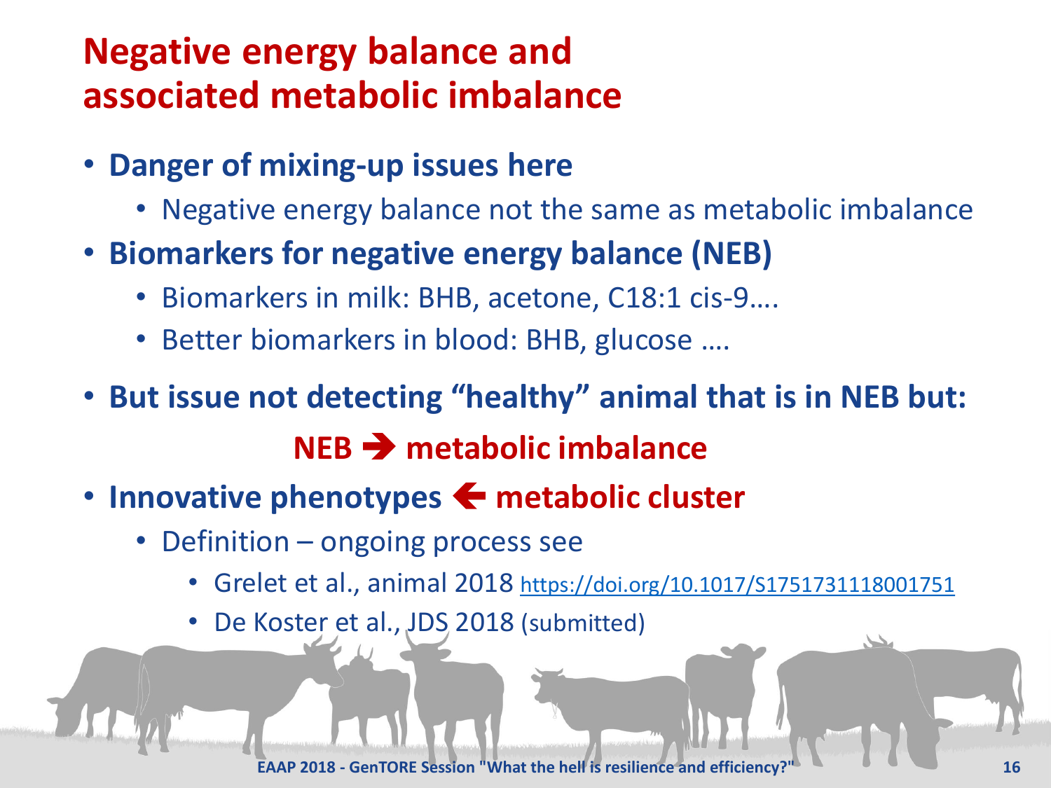# Negative energy balance and associated metabolic imbalance

- **Danger of mixing-up issues here**
  - Negative energy balance not the same as metabolic imbalance
- **Biomarkers for negative energy balance (NEB)**
  - Biomarkers in milk: BHB, acetone, C18:1 cis-9….
  - Better biomarkers in blood: BHB, glucose ….
- **But issue not detecting "healthy" animal that is in NEB but:**

  **NEB ➔ metabolic imbalance**

- **Innovative phenotypes 🡐 metabolic cluster**
  - Definition – ongoing process see
    - Grelet et al., animal 2018 https://doi.org/10.1017/S1751731118001751
    - De Koster et al., JDS 2018 (submitted)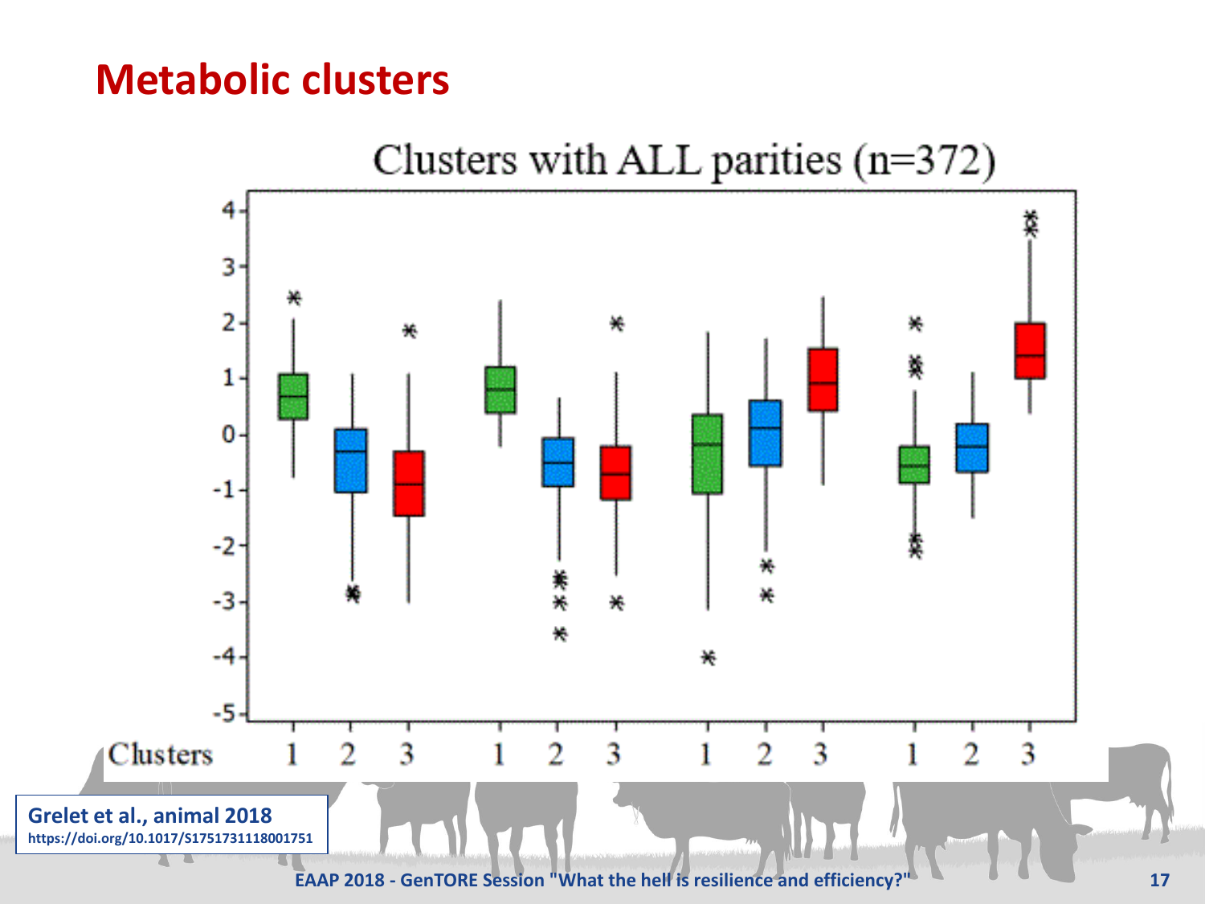# Metabolic clusters

Clusters with ALL parities (n=372)

Grelet et al., animal 2018
https://doi.org/10.1017/S1751731118001751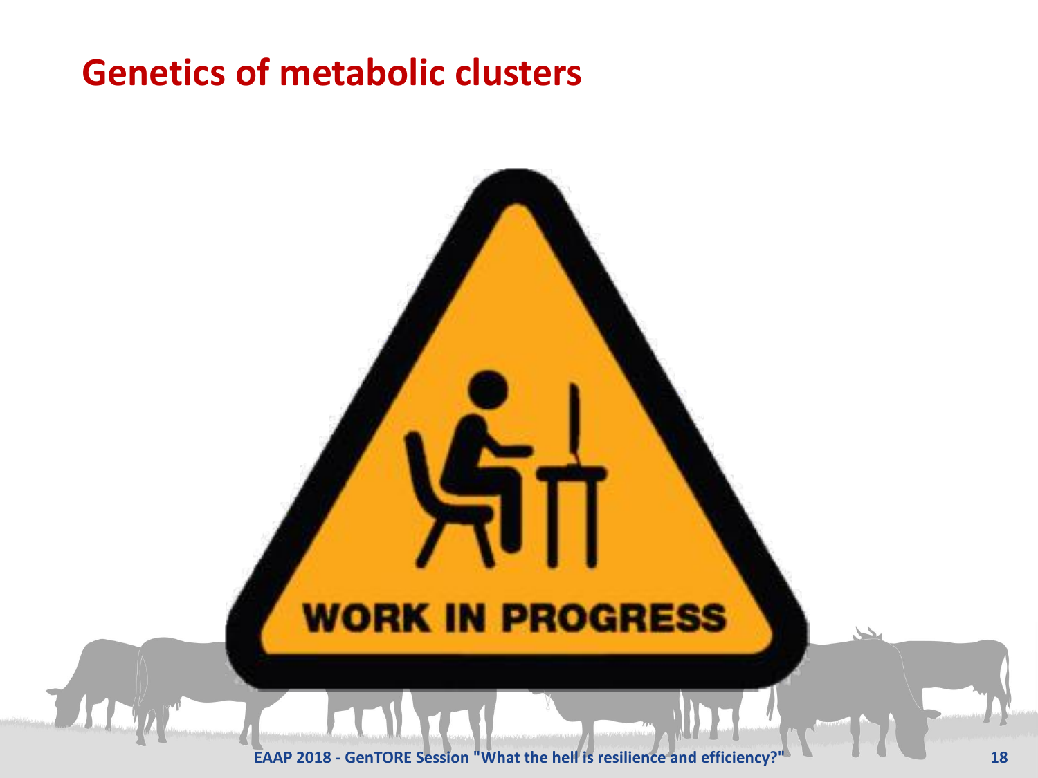# Genetics of metabolic clusters

WORK IN PROGRESS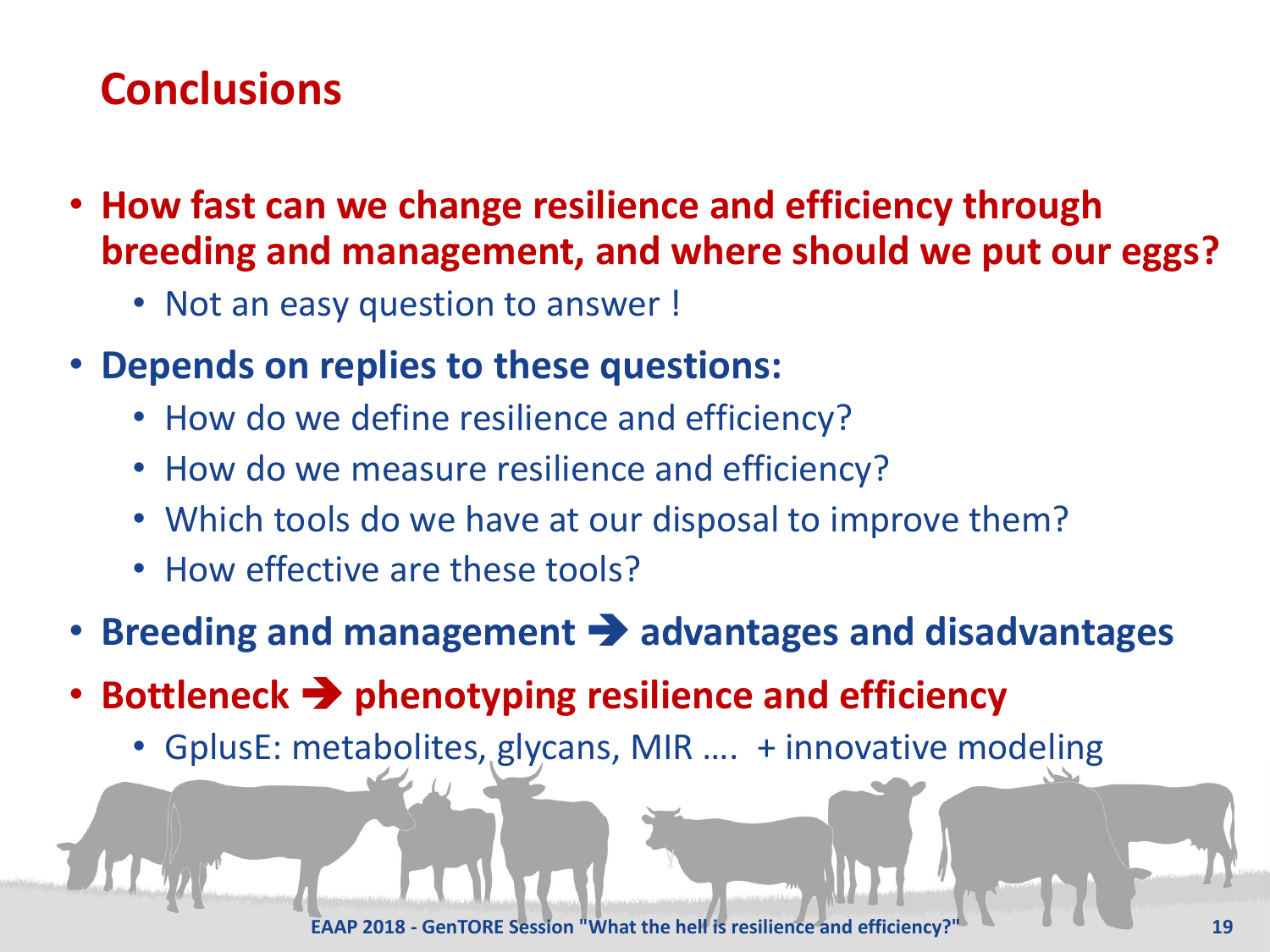# Conclusions

- **How fast can we change resilience and efficiency through breeding and management, and where should we put our eggs?**
  - Not an easy question to answer !
- **Depends on replies to these questions:**
  - How do we define resilience and efficiency?
  - How do we measure resilience and efficiency?
  - Which tools do we have at our disposal to improve them?
  - How effective are these tools?
- **Breeding and management ➔ advantages and disadvantages**
- **Bottleneck ➔ phenotyping resilience and efficiency**
  - GplusE: metabolites, glycans, MIR …. + innovative modeling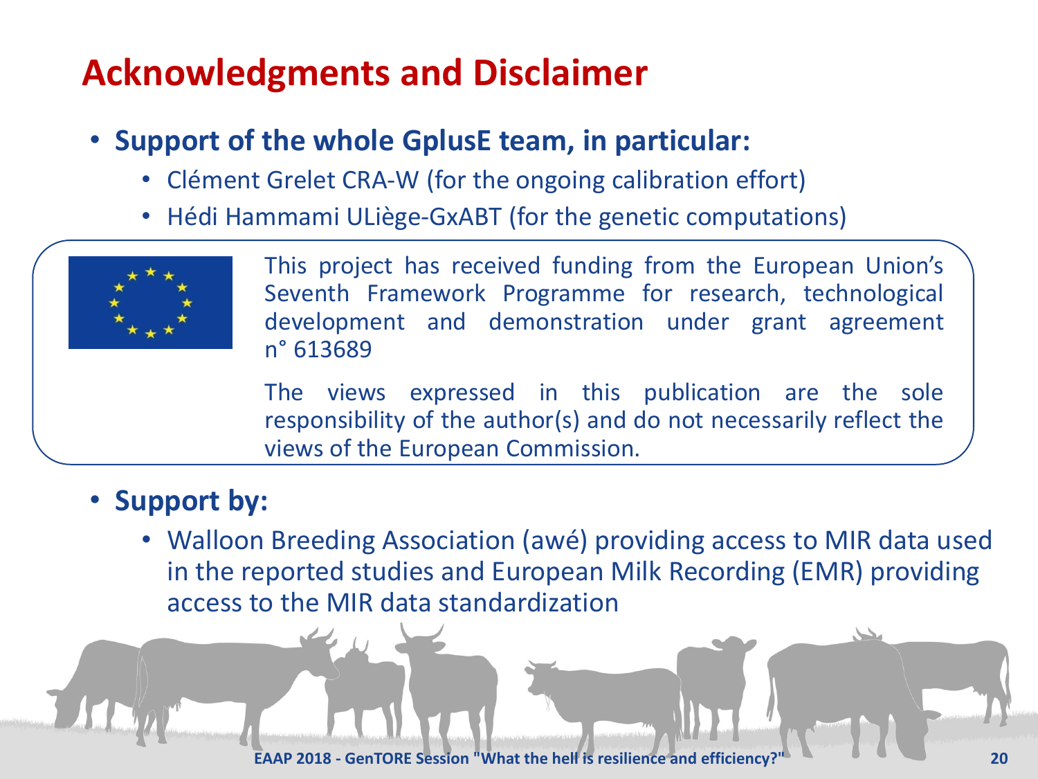# Acknowledgments and Disclaimer

- **Support of the whole GplusE team, in particular:**
  - Clément Grelet CRA-W (for the ongoing calibration effort)
  - Hédi Hammami ULiège-GxABT (for the genetic computations)

This project has received funding from the European Union's Seventh Framework Programme for research, technological development and demonstration under grant agreement n° 613689

The views expressed in this publication are the sole responsibility of the author(s) and do not necessarily reflect the views of the European Commission.

- **Support by:**
  - Walloon Breeding Association (awé) providing access to MIR data used in the reported studies and European Milk Recording (EMR) providing access to the MIR data standardization